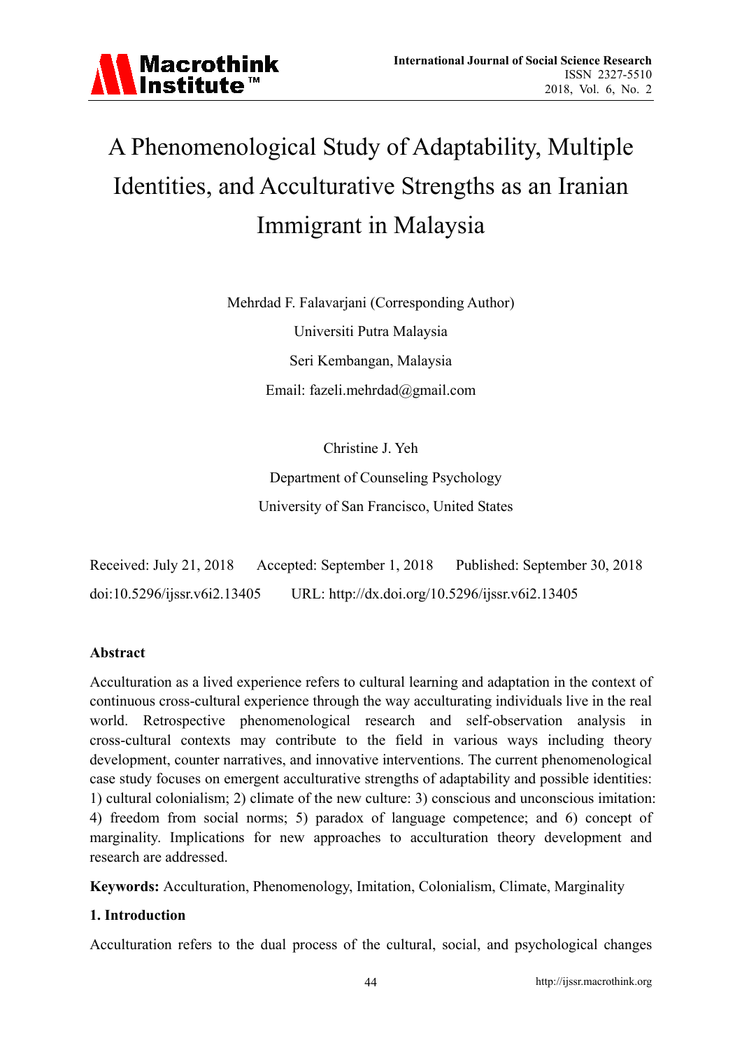# A Phenomenological Study of Adaptability, Multiple Identities, and Acculturative Strengths as an Iranian Immigrant in Malaysia

Mehrdad F. Falavarjani (Corresponding Author)

Universiti Putra Malaysia

Seri Kembangan, Malaysia

Email: fazeli.mehrdad@gmail.com

Christine J. Yeh

Department of Counseling Psychology

University of San Francisco, United States

Received: July 21, 2018 Accepted: September 1, 2018 Published: September 30, 2018

doi:10.5296/ijssr.v6i2.13405 URL: http://dx.doi.org/10.5296/ijssr.v6i2.13405

**Abstract**

Acculturation as a lived experience refers to cultural learning and adaptation in the context of continuous cross-cultural experience through the way acculturating individuals live in the real world. Retrospective phenomenological research and self-observation analysis in cross-cultural contexts may contribute to the field in various ways including theory development, counter narratives, and innovative interventions. The current phenomenological case study focuses on emergent acculturative strengths of adaptability and possible identities: 1) cultural colonialism; 2) climate of the new culture: 3) conscious and unconscious imitation: 4) freedom from social norms; 5) paradox of language competence; and 6) concept of marginality. Implications for new approaches to acculturation theory development and research are addressed.

**Keywords:** Acculturation, Phenomenology, Imitation, Colonialism, Climate, Marginality

## 1. Introduction

Acculturation refers to the dual process of the cultural, social, and psychological changes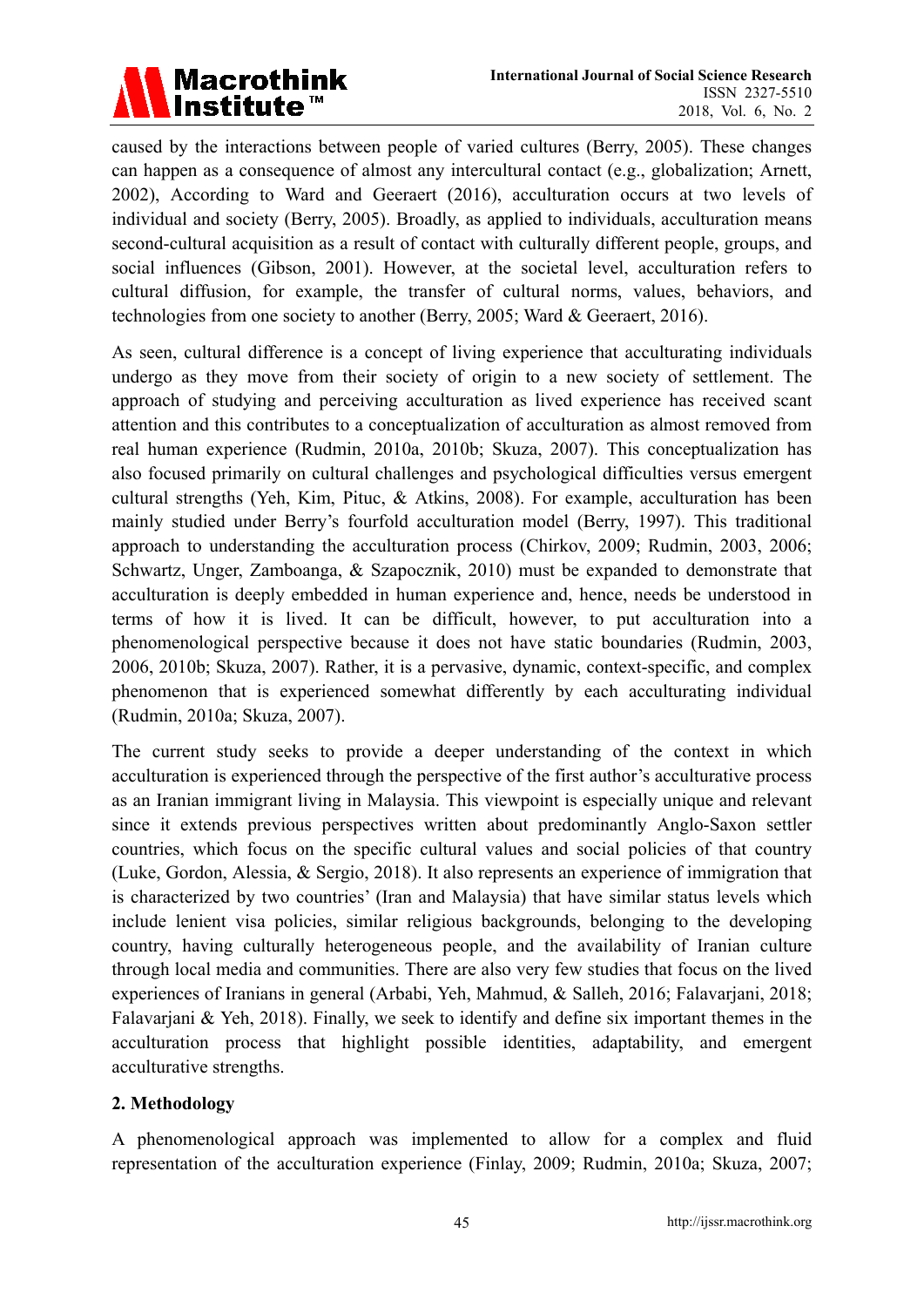caused by the interactions between people of varied cultures (Berry, 2005). These changes can happen as a consequence of almost any intercultural contact (e.g., globalization; Arnett, 2002), According to Ward and Geeraert (2016), acculturation occurs at two levels of individual and society (Berry, 2005). Broadly, as applied to individuals, acculturation means second-cultural acquisition as a result of contact with culturally different people, groups, and social influences (Gibson, 2001). However, at the societal level, acculturation refers to cultural diffusion, for example, the transfer of cultural norms, values, behaviors, and technologies from one society to another (Berry, 2005; Ward & Geeraert, 2016).

As seen, cultural difference is a concept of living experience that acculturating individuals undergo as they move from their society of origin to a new society of settlement. The approach of studying and perceiving acculturation as lived experience has received scant attention and this contributes to a conceptualization of acculturation as almost removed from real human experience (Rudmin, 2010a, 2010b; Skuza, 2007). This conceptualization has also focused primarily on cultural challenges and psychological difficulties versus emergent cultural strengths (Yeh, Kim, Pituc, & Atkins, 2008). For example, acculturation has been mainly studied under Berry's fourfold acculturation model (Berry, 1997). This traditional approach to understanding the acculturation process (Chirkov, 2009; Rudmin, 2003, 2006; Schwartz, Unger, Zamboanga, & Szapocznik, 2010) must be expanded to demonstrate that acculturation is deeply embedded in human experience and, hence, needs be understood in terms of how it is lived. It can be difficult, however, to put acculturation into a phenomenological perspective because it does not have static boundaries (Rudmin, 2003, 2006, 2010b; Skuza, 2007). Rather, it is a pervasive, dynamic, context-specific, and complex phenomenon that is experienced somewhat differently by each acculturating individual (Rudmin, 2010a; Skuza, 2007).

The current study seeks to provide a deeper understanding of the context in which acculturation is experienced through the perspective of the first author's acculturative process as an Iranian immigrant living in Malaysia. This viewpoint is especially unique and relevant since it extends previous perspectives written about predominantly Anglo-Saxon settler countries, which focus on the specific cultural values and social policies of that country (Luke, Gordon, Alessia, & Sergio, 2018). It also represents an experience of immigration that is characterized by two countries' (Iran and Malaysia) that have similar status levels which include lenient visa policies, similar religious backgrounds, belonging to the developing country, having culturally heterogeneous people, and the availability of Iranian culture through local media and communities. There are also very few studies that focus on the lived experiences of Iranians in general (Arbabi, Yeh, Mahmud, & Salleh, 2016; Falavarjani, 2018; Falavarjani & Yeh, 2018). Finally, we seek to identify and define six important themes in the acculturation process that highlight possible identities, adaptability, and emergent acculturative strengths.

## 2. Methodology

A phenomenological approach was implemented to allow for a complex and fluid representation of the acculturation experience (Finlay, 2009; Rudmin, 2010a; Skuza, 2007;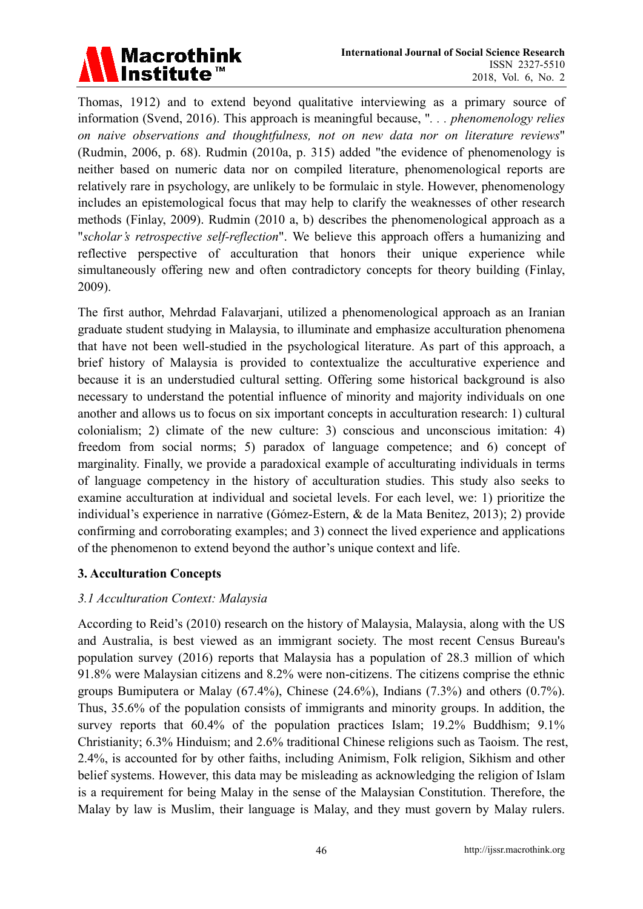Thomas, 1912) and to extend beyond qualitative interviewing as a primary source of information (Svend, 2016). This approach is meaningful because, ". . . *phenomenology relies on naive observations and thoughtfulness, not on new data nor on literature reviews*" (Rudmin, 2006, p. 68). Rudmin (2010a, p. 315) added "the evidence of phenomenology is neither based on numeric data nor on compiled literature, phenomenological reports are relatively rare in psychology, are unlikely to be formulaic in style. However, phenomenology includes an epistemological focus that may help to clarify the weaknesses of other research methods (Finlay, 2009). Rudmin (2010 a, b) describes the phenomenological approach as a "*scholar's retrospective self-reflection*". We believe this approach offers a humanizing and reflective perspective of acculturation that honors their unique experience while simultaneously offering new and often contradictory concepts for theory building (Finlay, 2009).

The first author, Mehrdad Falavarjani, utilized a phenomenological approach as an Iranian graduate student studying in Malaysia, to illuminate and emphasize acculturation phenomena that have not been well-studied in the psychological literature. As part of this approach, a brief history of Malaysia is provided to contextualize the acculturative experience and because it is an understudied cultural setting. Offering some historical background is also necessary to understand the potential influence of minority and majority individuals on one another and allows us to focus on six important concepts in acculturation research: 1) cultural colonialism; 2) climate of the new culture: 3) conscious and unconscious imitation: 4) freedom from social norms; 5) paradox of language competence; and 6) concept of marginality. Finally, we provide a paradoxical example of acculturating individuals in terms of language competency in the history of acculturation studies. This study also seeks to examine acculturation at individual and societal levels. For each level, we: 1) prioritize the individual's experience in narrative (Gómez-Estern, & de la Mata Benitez, 2013); 2) provide confirming and corroborating examples; and 3) connect the lived experience and applications of the phenomenon to extend beyond the author's unique context and life.

## 3. Acculturation Concepts

### *3.1 Acculturation Context: Malaysia*

According to Reid's (2010) research on the history of Malaysia, Malaysia, along with the US and Australia, is best viewed as an immigrant society. The most recent Census Bureau's population survey (2016) reports that Malaysia has a population of 28.3 million of which 91.8% were Malaysian citizens and 8.2% were non-citizens. The citizens comprise the ethnic groups Bumiputera or Malay (67.4%), Chinese (24.6%), Indians (7.3%) and others (0.7%). Thus, 35.6% of the population consists of immigrants and minority groups. In addition, the survey reports that 60.4% of the population practices Islam; 19.2% Buddhism; 9.1% Christianity; 6.3% Hinduism; and 2.6% traditional Chinese religions such as Taoism. The rest, 2.4%, is accounted for by other faiths, including Animism, Folk religion, Sikhism and other belief systems. However, this data may be misleading as acknowledging the religion of Islam is a requirement for being Malay in the sense of the Malaysian Constitution. Therefore, the Malay by law is Muslim, their language is Malay, and they must govern by Malay rulers.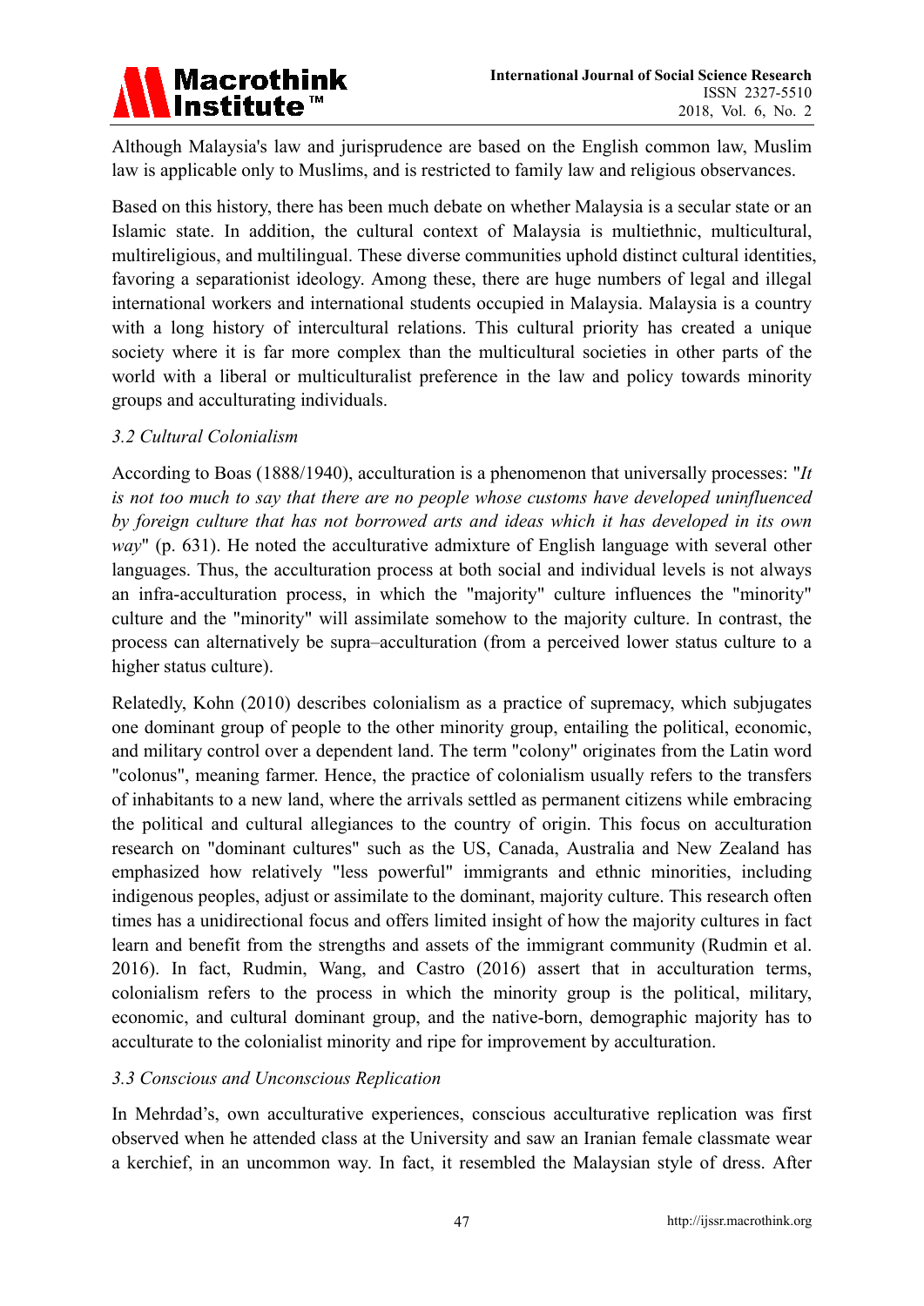Although Malaysia's law and jurisprudence are based on the English common law, Muslim law is applicable only to Muslims, and is restricted to family law and religious observances.

Based on this history, there has been much debate on whether Malaysia is a secular state or an Islamic state. In addition, the cultural context of Malaysia is multiethnic, multicultural, multireligious, and multilingual. These diverse communities uphold distinct cultural identities, favoring a separationist ideology. Among these, there are huge numbers of legal and illegal international workers and international students occupied in Malaysia. Malaysia is a country with a long history of intercultural relations. This cultural priority has created a unique society where it is far more complex than the multicultural societies in other parts of the world with a liberal or multiculturalist preference in the law and policy towards minority groups and acculturating individuals.

### *3.2 Cultural Colonialism*

According to Boas (1888/1940), acculturation is a phenomenon that universally processes: "*It is not too much to say that there are no people whose customs have developed uninfluenced by foreign culture that has not borrowed arts and ideas which it has developed in its own way*" (p. 631). He noted the acculturative admixture of English language with several other languages. Thus, the acculturation process at both social and individual levels is not always an infra-acculturation process, in which the "majority" culture influences the "minority" culture and the "minority" will assimilate somehow to the majority culture. In contrast, the process can alternatively be supra–acculturation (from a perceived lower status culture to a higher status culture).

Relatedly, Kohn (2010) describes colonialism as a practice of supremacy, which subjugates one dominant group of people to the other minority group, entailing the political, economic, and military control over a dependent land. The term "colony" originates from the Latin word "colonus", meaning farmer. Hence, the practice of colonialism usually refers to the transfers of inhabitants to a new land, where the arrivals settled as permanent citizens while embracing the political and cultural allegiances to the country of origin. This focus on acculturation research on "dominant cultures" such as the US, Canada, Australia and New Zealand has emphasized how relatively "less powerful" immigrants and ethnic minorities, including indigenous peoples, adjust or assimilate to the dominant, majority culture. This research often times has a unidirectional focus and offers limited insight of how the majority cultures in fact learn and benefit from the strengths and assets of the immigrant community (Rudmin et al. 2016). In fact, Rudmin, Wang, and Castro (2016) assert that in acculturation terms, colonialism refers to the process in which the minority group is the political, military, economic, and cultural dominant group, and the native-born, demographic majority has to acculturate to the colonialist minority and ripe for improvement by acculturation.

### *3.3 Conscious and Unconscious Replication*

In Mehrdad's, own acculturative experiences, conscious acculturative replication was first observed when he attended class at the University and saw an Iranian female classmate wear a kerchief, in an uncommon way. In fact, it resembled the Malaysian style of dress. After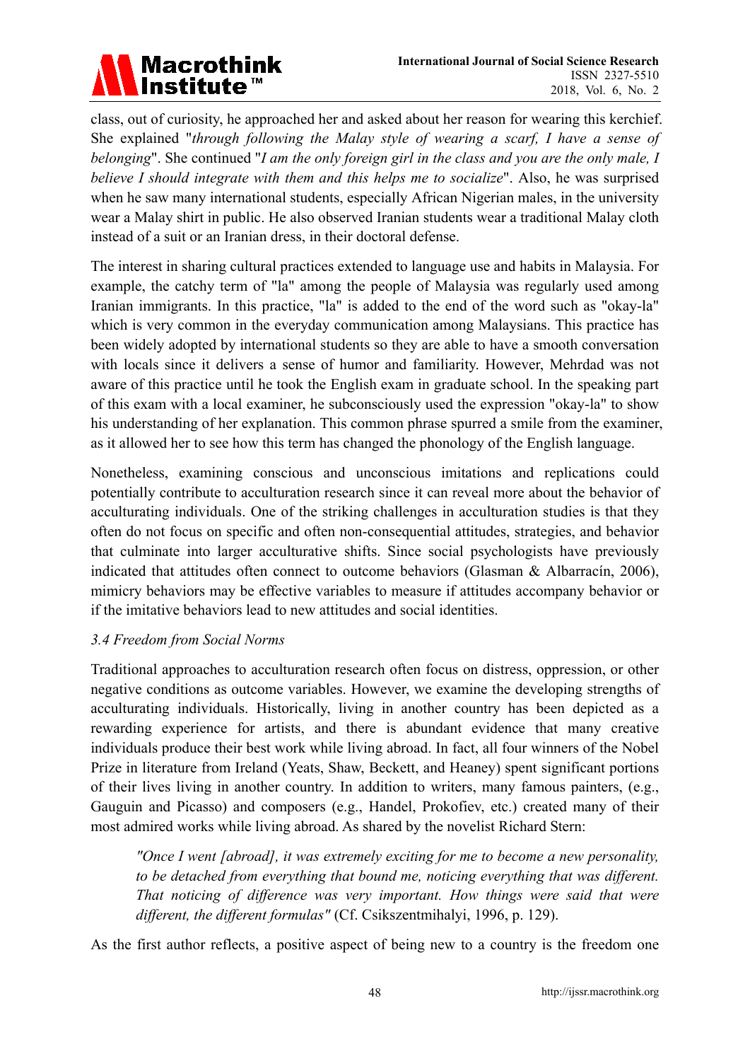class, out of curiosity, he approached her and asked about her reason for wearing this kerchief. She explained "*through following the Malay style of wearing a scarf, I have a sense of belonging*". She continued "*I am the only foreign girl in the class and you are the only male, I believe I should integrate with them and this helps me to socialize*". Also, he was surprised when he saw many international students, especially African Nigerian males, in the university wear a Malay shirt in public. He also observed Iranian students wear a traditional Malay cloth instead of a suit or an Iranian dress, in their doctoral defense.

The interest in sharing cultural practices extended to language use and habits in Malaysia. For example, the catchy term of "la" among the people of Malaysia was regularly used among Iranian immigrants. In this practice, "la" is added to the end of the word such as "okay-la" which is very common in the everyday communication among Malaysians. This practice has been widely adopted by international students so they are able to have a smooth conversation with locals since it delivers a sense of humor and familiarity. However, Mehrdad was not aware of this practice until he took the English exam in graduate school. In the speaking part of this exam with a local examiner, he subconsciously used the expression "okay-la" to show his understanding of her explanation. This common phrase spurred a smile from the examiner, as it allowed her to see how this term has changed the phonology of the English language.

Nonetheless, examining conscious and unconscious imitations and replications could potentially contribute to acculturation research since it can reveal more about the behavior of acculturating individuals. One of the striking challenges in acculturation studies is that they often do not focus on specific and often non-consequential attitudes, strategies, and behavior that culminate into larger acculturative shifts. Since social psychologists have previously indicated that attitudes often connect to outcome behaviors (Glasman & Albarracín, 2006), mimicry behaviors may be effective variables to measure if attitudes accompany behavior or if the imitative behaviors lead to new attitudes and social identities.

### *3.4 Freedom from Social Norms*

Traditional approaches to acculturation research often focus on distress, oppression, or other negative conditions as outcome variables. However, we examine the developing strengths of acculturating individuals. Historically, living in another country has been depicted as a rewarding experience for artists, and there is abundant evidence that many creative individuals produce their best work while living abroad. In fact, all four winners of the Nobel Prize in literature from Ireland (Yeats, Shaw, Beckett, and Heaney) spent significant portions of their lives living in another country. In addition to writers, many famous painters, (e.g., Gauguin and Picasso) and composers (e.g., Handel, Prokofiev, etc.) created many of their most admired works while living abroad. As shared by the novelist Richard Stern:

> *"Once I went [abroad], it was extremely exciting for me to become a new personality, to be detached from everything that bound me, noticing everything that was different. That noticing of difference was very important. How things were said that were different, the different formulas"* (Cf. Csikszentmihalyi, 1996, p. 129).

As the first author reflects, a positive aspect of being new to a country is the freedom one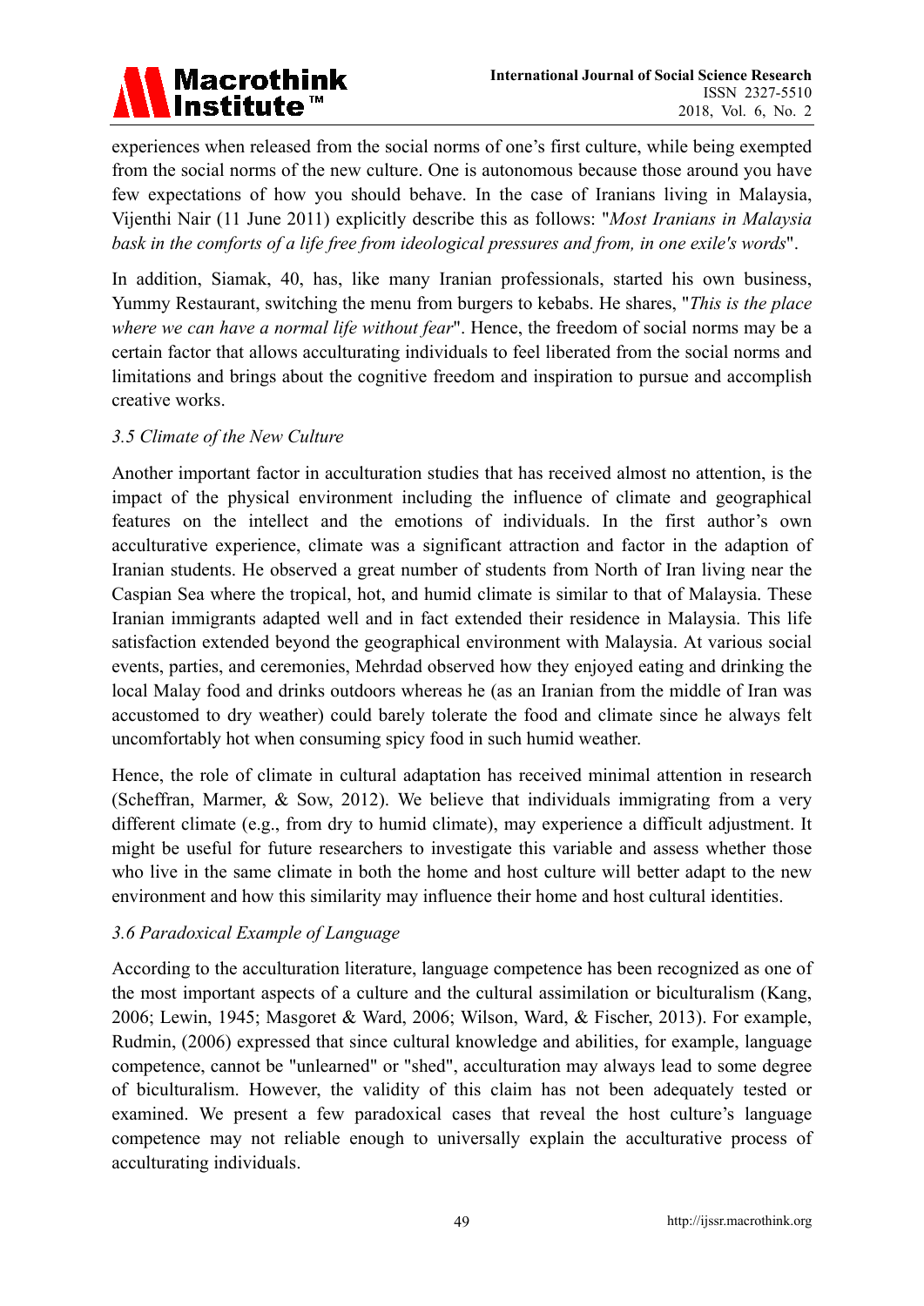experiences when released from the social norms of one's first culture, while being exempted from the social norms of the new culture. One is autonomous because those around you have few expectations of how you should behave. In the case of Iranians living in Malaysia, Vijenthi Nair (11 June 2011) explicitly describe this as follows: "*Most Iranians in Malaysia bask in the comforts of a life free from ideological pressures and from, in one exile's words*".

In addition, Siamak, 40, has, like many Iranian professionals, started his own business, Yummy Restaurant, switching the menu from burgers to kebabs. He shares, "*This is the place where we can have a normal life without fear*". Hence, the freedom of social norms may be a certain factor that allows acculturating individuals to feel liberated from the social norms and limitations and brings about the cognitive freedom and inspiration to pursue and accomplish creative works.

### *3.5 Climate of the New Culture*

Another important factor in acculturation studies that has received almost no attention, is the impact of the physical environment including the influence of climate and geographical features on the intellect and the emotions of individuals. In the first author's own acculturative experience, climate was a significant attraction and factor in the adaption of Iranian students. He observed a great number of students from North of Iran living near the Caspian Sea where the tropical, hot, and humid climate is similar to that of Malaysia. These Iranian immigrants adapted well and in fact extended their residence in Malaysia. This life satisfaction extended beyond the geographical environment with Malaysia. At various social events, parties, and ceremonies, Mehrdad observed how they enjoyed eating and drinking the local Malay food and drinks outdoors whereas he (as an Iranian from the middle of Iran was accustomed to dry weather) could barely tolerate the food and climate since he always felt uncomfortably hot when consuming spicy food in such humid weather.

Hence, the role of climate in cultural adaptation has received minimal attention in research (Scheffran, Marmer, & Sow, 2012). We believe that individuals immigrating from a very different climate (e.g., from dry to humid climate), may experience a difficult adjustment. It might be useful for future researchers to investigate this variable and assess whether those who live in the same climate in both the home and host culture will better adapt to the new environment and how this similarity may influence their home and host cultural identities.

### *3.6 Paradoxical Example of Language*

According to the acculturation literature, language competence has been recognized as one of the most important aspects of a culture and the cultural assimilation or biculturalism (Kang, 2006; Lewin, 1945; Masgoret & Ward, 2006; Wilson, Ward, & Fischer, 2013). For example, Rudmin, (2006) expressed that since cultural knowledge and abilities, for example, language competence, cannot be "unlearned" or "shed", acculturation may always lead to some degree of biculturalism. However, the validity of this claim has not been adequately tested or examined. We present a few paradoxical cases that reveal the host culture's language competence may not reliable enough to universally explain the acculturative process of acculturating individuals.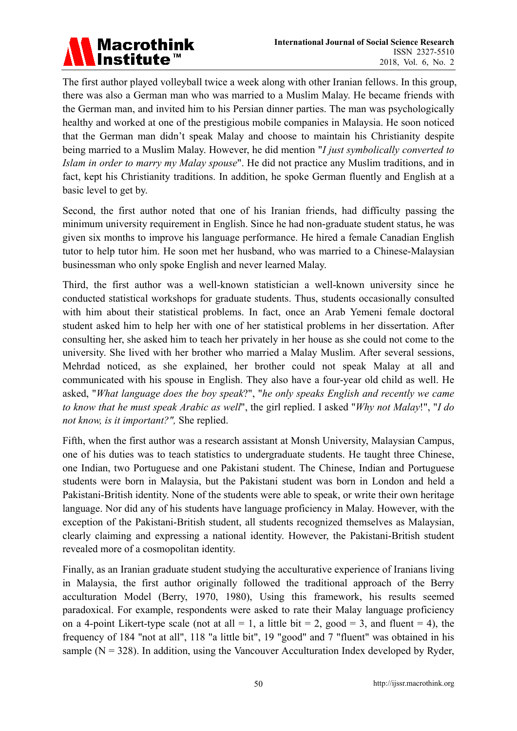The first author played volleyball twice a week along with other Iranian fellows. In this group, there was also a German man who was married to a Muslim Malay. He became friends with the German man, and invited him to his Persian dinner parties. The man was psychologically healthy and worked at one of the prestigious mobile companies in Malaysia. He soon noticed that the German man didn't speak Malay and choose to maintain his Christianity despite being married to a Muslim Malay. However, he did mention "*I just symbolically converted to Islam in order to marry my Malay spouse*". He did not practice any Muslim traditions, and in fact, kept his Christianity traditions. In addition, he spoke German fluently and English at a basic level to get by.

Second, the first author noted that one of his Iranian friends, had difficulty passing the minimum university requirement in English. Since he had non-graduate student status, he was given six months to improve his language performance. He hired a female Canadian English tutor to help tutor him. He soon met her husband, who was married to a Chinese-Malaysian businessman who only spoke English and never learned Malay.

Third, the first author was a well-known statistician a well-known university since he conducted statistical workshops for graduate students. Thus, students occasionally consulted with him about their statistical problems. In fact, once an Arab Yemeni female doctoral student asked him to help her with one of her statistical problems in her dissertation. After consulting her, she asked him to teach her privately in her house as she could not come to the university. She lived with her brother who married a Malay Muslim. After several sessions, Mehrdad noticed, as she explained, her brother could not speak Malay at all and communicated with his spouse in English. They also have a four-year old child as well. He asked, "*What language does the boy speak*?", "*he only speaks English and recently we came to know that he must speak Arabic as well*", the girl replied. I asked "*Why not Malay*!", "*I do not know, is it important?",* She replied.

Fifth, when the first author was a research assistant at Monsh University, Malaysian Campus, one of his duties was to teach statistics to undergraduate students. He taught three Chinese, one Indian, two Portuguese and one Pakistani student. The Chinese, Indian and Portuguese students were born in Malaysia, but the Pakistani student was born in London and held a Pakistani-British identity. None of the students were able to speak, or write their own heritage language. Nor did any of his students have language proficiency in Malay. However, with the exception of the Pakistani-British student, all students recognized themselves as Malaysian, clearly claiming and expressing a national identity. However, the Pakistani-British student revealed more of a cosmopolitan identity.

Finally, as an Iranian graduate student studying the acculturative experience of Iranians living in Malaysia, the first author originally followed the traditional approach of the Berry acculturation Model (Berry, 1970, 1980), Using this framework, his results seemed paradoxical. For example, respondents were asked to rate their Malay language proficiency on a 4-point Likert-type scale (not at all = 1, a little bit = 2, good = 3, and fluent = 4), the frequency of 184 "not at all", 118 "a little bit", 19 "good" and 7 "fluent" was obtained in his sample ($N = 328$). In addition, using the Vancouver Acculturation Index developed by Ryder,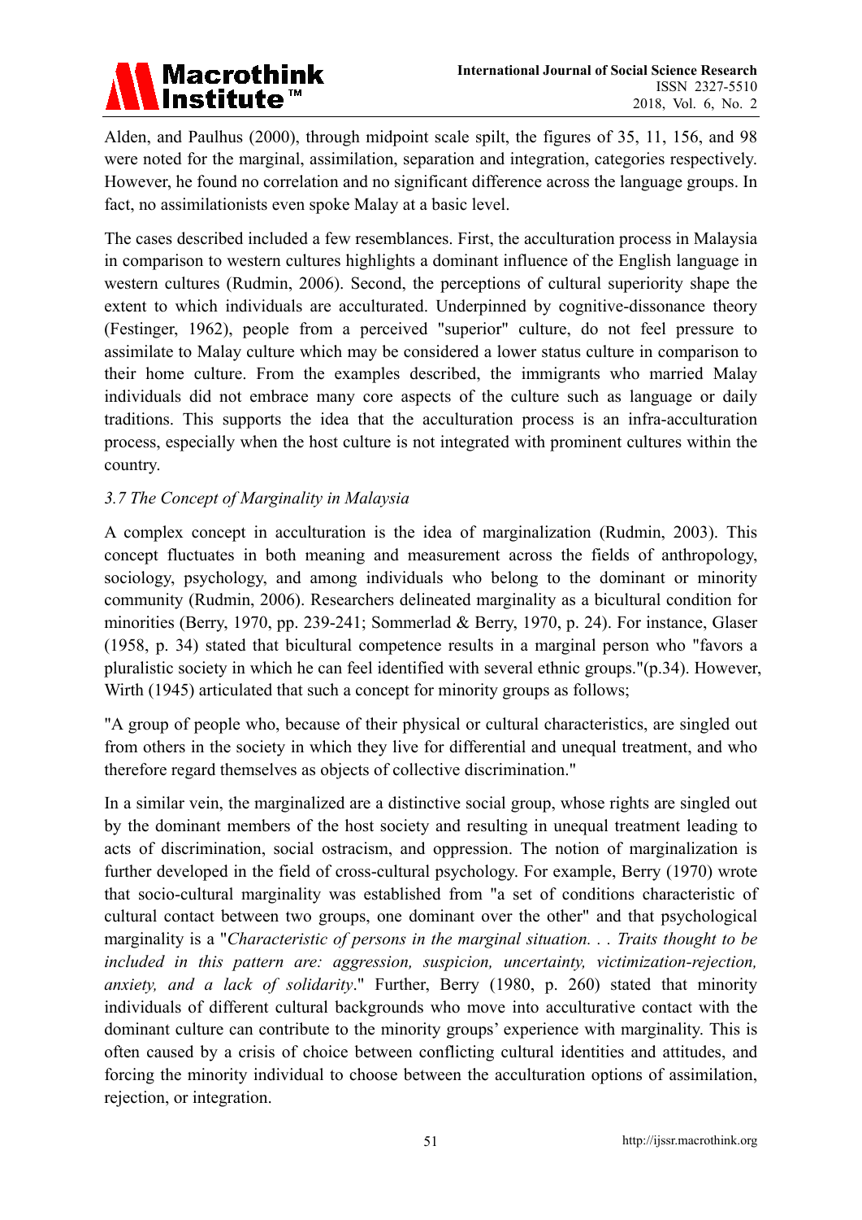Alden, and Paulhus (2000), through midpoint scale spilt, the figures of 35, 11, 156, and 98 were noted for the marginal, assimilation, separation and integration, categories respectively. However, he found no correlation and no significant difference across the language groups. In fact, no assimilationists even spoke Malay at a basic level.

The cases described included a few resemblances. First, the acculturation process in Malaysia in comparison to western cultures highlights a dominant influence of the English language in western cultures (Rudmin, 2006). Second, the perceptions of cultural superiority shape the extent to which individuals are acculturated. Underpinned by cognitive-dissonance theory (Festinger, 1962), people from a perceived "superior" culture, do not feel pressure to assimilate to Malay culture which may be considered a lower status culture in comparison to their home culture. From the examples described, the immigrants who married Malay individuals did not embrace many core aspects of the culture such as language or daily traditions. This supports the idea that the acculturation process is an infra-acculturation process, especially when the host culture is not integrated with prominent cultures within the country.

### *3.7 The Concept of Marginality in Malaysia*

A complex concept in acculturation is the idea of marginalization (Rudmin, 2003). This concept fluctuates in both meaning and measurement across the fields of anthropology, sociology, psychology, and among individuals who belong to the dominant or minority community (Rudmin, 2006). Researchers delineated marginality as a bicultural condition for minorities (Berry, 1970, pp. 239-241; Sommerlad & Berry, 1970, p. 24). For instance, Glaser (1958, p. 34) stated that bicultural competence results in a marginal person who "favors a pluralistic society in which he can feel identified with several ethnic groups."(p.34). However, Wirth (1945) articulated that such a concept for minority groups as follows;

"A group of people who, because of their physical or cultural characteristics, are singled out from others in the society in which they live for differential and unequal treatment, and who therefore regard themselves as objects of collective discrimination."

In a similar vein, the marginalized are a distinctive social group, whose rights are singled out by the dominant members of the host society and resulting in unequal treatment leading to acts of discrimination, social ostracism, and oppression. The notion of marginalization is further developed in the field of cross-cultural psychology. For example, Berry (1970) wrote that socio-cultural marginality was established from "a set of conditions characteristic of cultural contact between two groups, one dominant over the other" and that psychological marginality is a "*Characteristic of persons in the marginal situation. . . Traits thought to be included in this pattern are: aggression, suspicion, uncertainty, victimization-rejection, anxiety, and a lack of solidarity*." Further, Berry (1980, p. 260) stated that minority individuals of different cultural backgrounds who move into acculturative contact with the dominant culture can contribute to the minority groups' experience with marginality. This is often caused by a crisis of choice between conflicting cultural identities and attitudes, and forcing the minority individual to choose between the acculturation options of assimilation, rejection, or integration.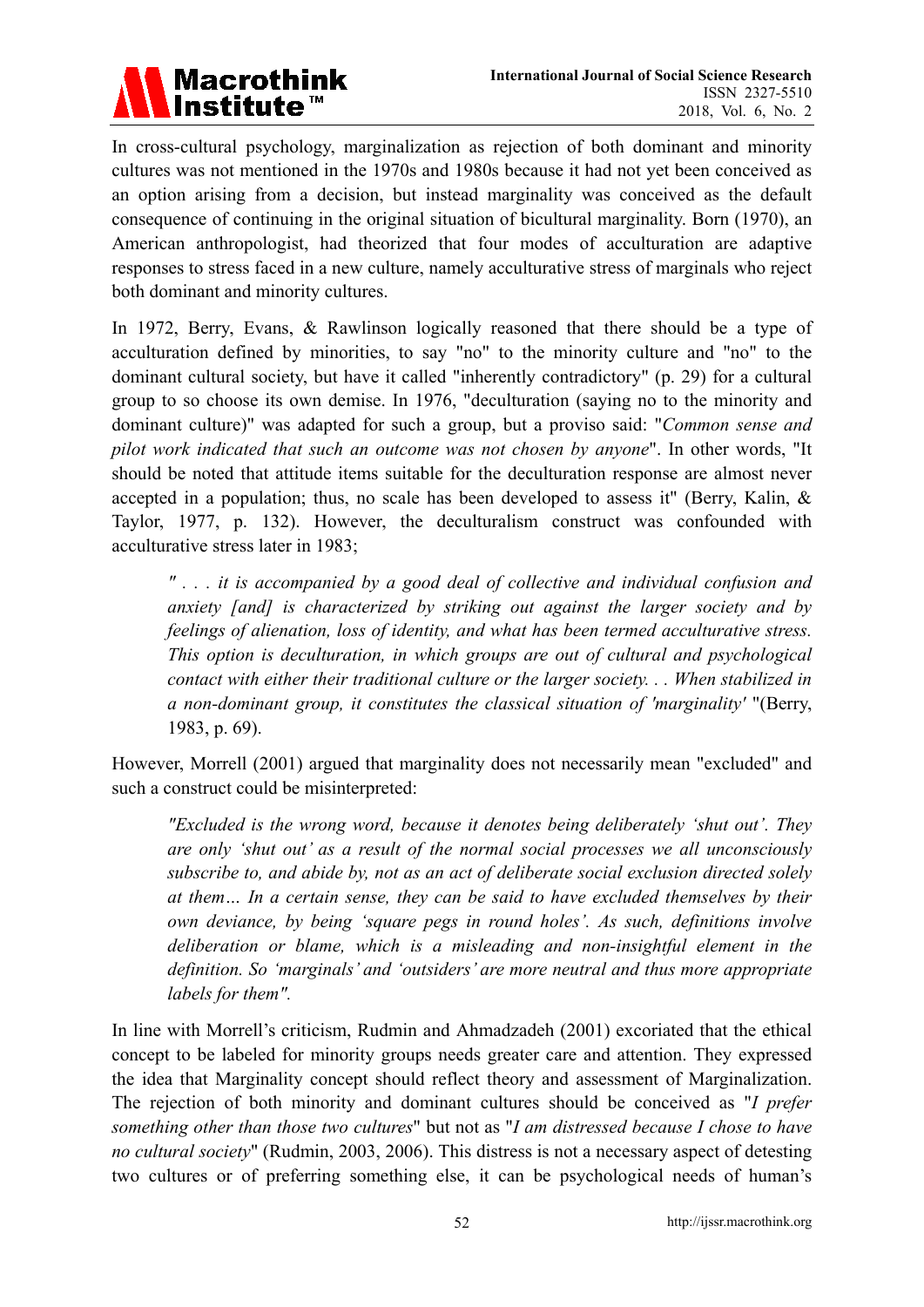In cross-cultural psychology, marginalization as rejection of both dominant and minority cultures was not mentioned in the 1970s and 1980s because it had not yet been conceived as an option arising from a decision, but instead marginality was conceived as the default consequence of continuing in the original situation of bicultural marginality. Born (1970), an American anthropologist, had theorized that four modes of acculturation are adaptive responses to stress faced in a new culture, namely acculturative stress of marginals who reject both dominant and minority cultures.

In 1972, Berry, Evans, & Rawlinson logically reasoned that there should be a type of acculturation defined by minorities, to say "no" to the minority culture and "no" to the dominant cultural society, but have it called "inherently contradictory" (p. 29) for a cultural group to so choose its own demise. In 1976, "deculturation (saying no to the minority and dominant culture)" was adapted for such a group, but a proviso said: "*Common sense and pilot work indicated that such an outcome was not chosen by anyone*". In other words, "It should be noted that attitude items suitable for the deculturation response are almost never accepted in a population; thus, no scale has been developed to assess it" (Berry, Kalin, & Taylor, 1977, p. 132). However, the deculturalism construct was confounded with acculturative stress later in 1983;

> *" . . . it is accompanied by a good deal of collective and individual confusion and anxiety [and] is characterized by striking out against the larger society and by feelings of alienation, loss of identity, and what has been termed acculturative stress. This option is deculturation, in which groups are out of cultural and psychological contact with either their traditional culture or the larger society. . . When stabilized in a non-dominant group, it constitutes the classical situation of 'marginality'* "(Berry, 1983, p. 69).

However, Morrell (2001) argued that marginality does not necessarily mean "excluded" and such a construct could be misinterpreted:

> *"Excluded is the wrong word, because it denotes being deliberately 'shut out'. They are only 'shut out' as a result of the normal social processes we all unconsciously subscribe to, and abide by, not as an act of deliberate social exclusion directed solely at them… In a certain sense, they can be said to have excluded themselves by their own deviance, by being 'square pegs in round holes'. As such, definitions involve deliberation or blame, which is a misleading and non-insightful element in the definition. So 'marginals' and 'outsiders' are more neutral and thus more appropriate labels for them".*

In line with Morrell's criticism, Rudmin and Ahmadzadeh (2001) excoriated that the ethical concept to be labeled for minority groups needs greater care and attention. They expressed the idea that Marginality concept should reflect theory and assessment of Marginalization. The rejection of both minority and dominant cultures should be conceived as "*I prefer something other than those two cultures*" but not as "*I am distressed because I chose to have no cultural society*" (Rudmin, 2003, 2006). This distress is not a necessary aspect of detesting two cultures or of preferring something else, it can be psychological needs of human's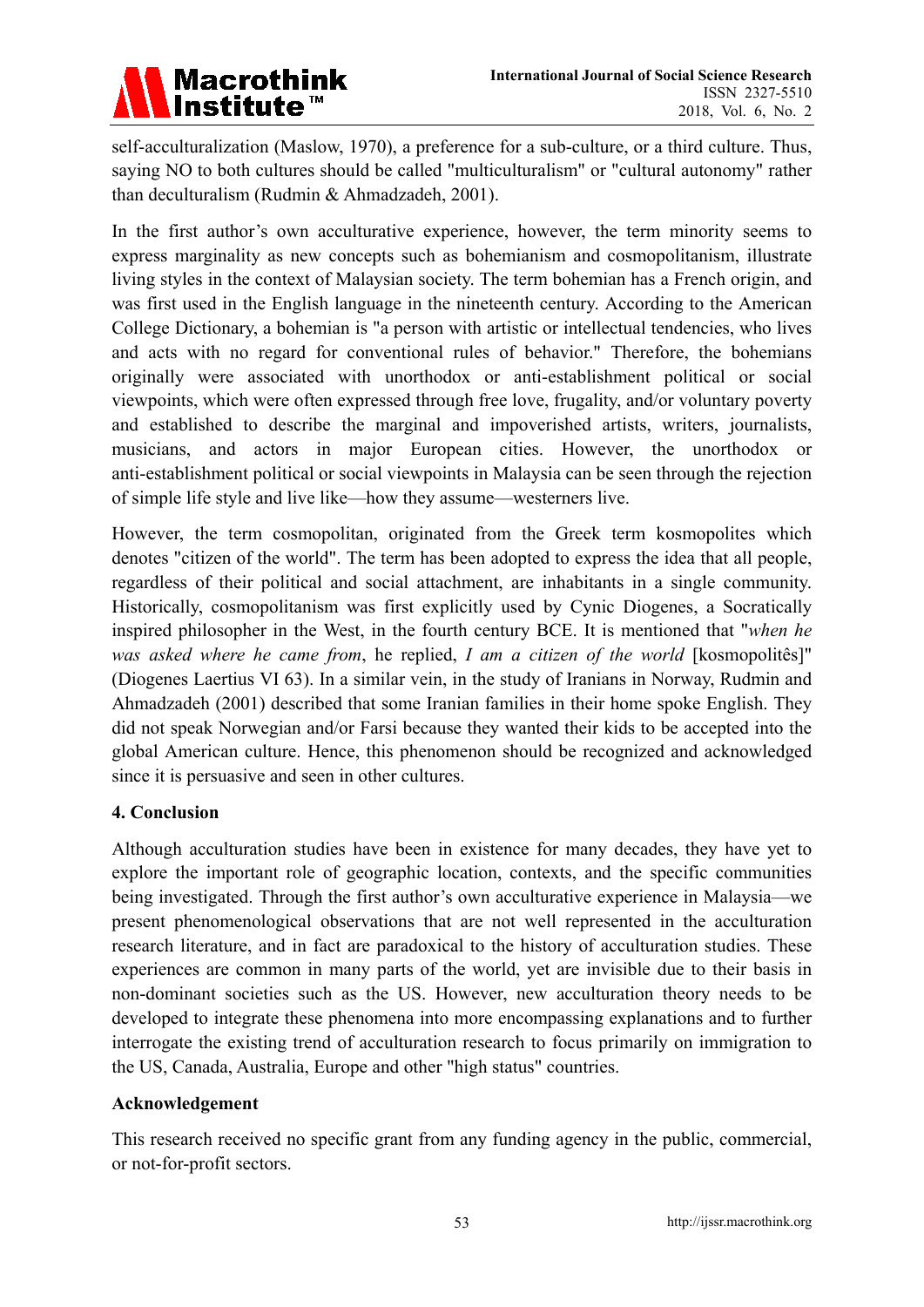self-acculturalization (Maslow, 1970), a preference for a sub-culture, or a third culture. Thus, saying NO to both cultures should be called "multiculturalism" or "cultural autonomy" rather than deculturalism (Rudmin & Ahmadzadeh, 2001).

In the first author's own acculturative experience, however, the term minority seems to express marginality as new concepts such as bohemianism and cosmopolitanism, illustrate living styles in the context of Malaysian society. The term bohemian has a French origin, and was first used in the English language in the nineteenth century. According to the American College Dictionary, a bohemian is "a person with artistic or intellectual tendencies, who lives and acts with no regard for conventional rules of behavior." Therefore, the bohemians originally were associated with unorthodox or anti-establishment political or social viewpoints, which were often expressed through free love, frugality, and/or voluntary poverty and established to describe the marginal and impoverished artists, writers, journalists, musicians, and actors in major European cities. However, the unorthodox or anti-establishment political or social viewpoints in Malaysia can be seen through the rejection of simple life style and live like—how they assume—westerners live.

However, the term cosmopolitan, originated from the Greek term kosmopolites which denotes "citizen of the world". The term has been adopted to express the idea that all people, regardless of their political and social attachment, are inhabitants in a single community. Historically, cosmopolitanism was first explicitly used by Cynic Diogenes, a Socratically inspired philosopher in the West, in the fourth century BCE. It is mentioned that "*when he was asked where he came from*, he replied, *I am a citizen of the world* [kosmopolitês]" (Diogenes Laertius VI 63). In a similar vein, in the study of Iranians in Norway, Rudmin and Ahmadzadeh (2001) described that some Iranian families in their home spoke English. They did not speak Norwegian and/or Farsi because they wanted their kids to be accepted into the global American culture. Hence, this phenomenon should be recognized and acknowledged since it is persuasive and seen in other cultures.

## 4. Conclusion

Although acculturation studies have been in existence for many decades, they have yet to explore the important role of geographic location, contexts, and the specific communities being investigated. Through the first author's own acculturative experience in Malaysia—we present phenomenological observations that are not well represented in the acculturation research literature, and in fact are paradoxical to the history of acculturation studies. These experiences are common in many parts of the world, yet are invisible due to their basis in non-dominant societies such as the US. However, new acculturation theory needs to be developed to integrate these phenomena into more encompassing explanations and to further interrogate the existing trend of acculturation research to focus primarily on immigration to the US, Canada, Australia, Europe and other "high status" countries.

## Acknowledgement

This research received no specific grant from any funding agency in the public, commercial, or not-for-profit sectors.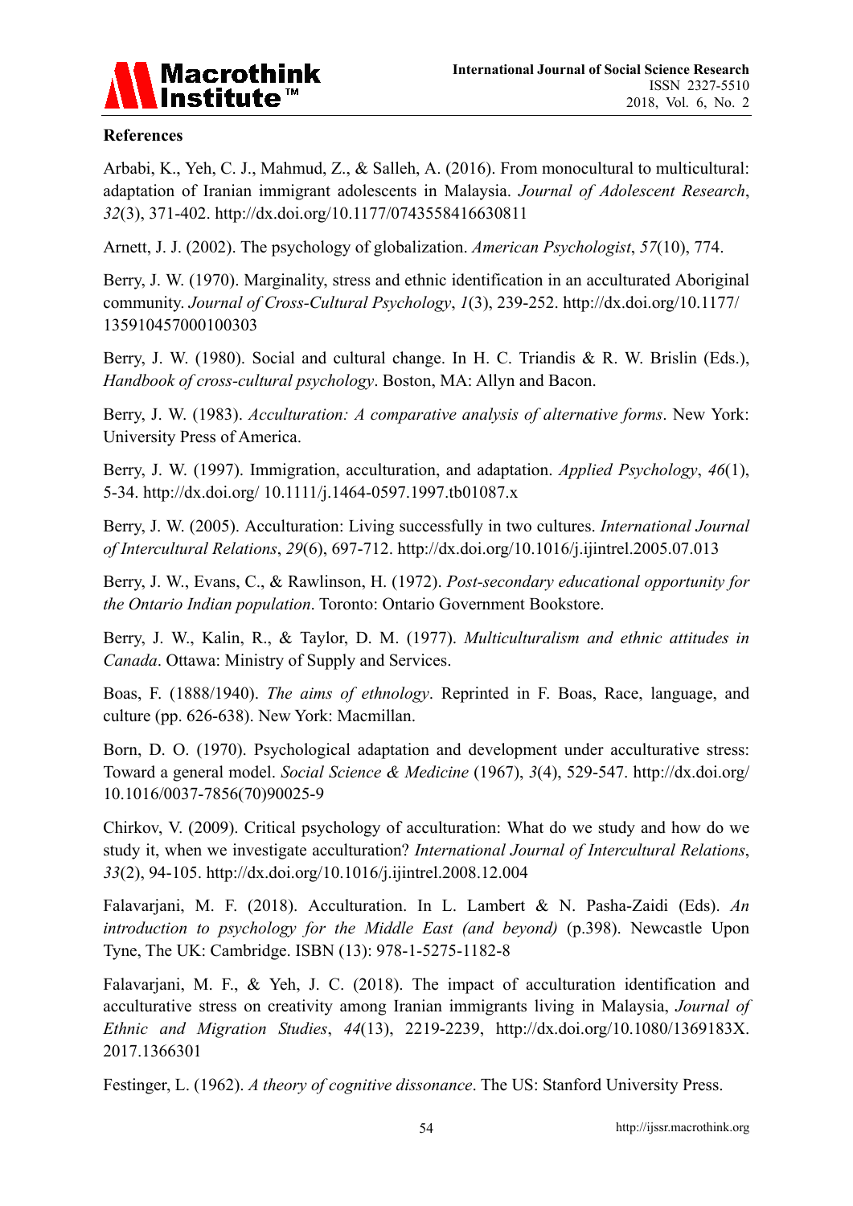## References

Arbabi, K., Yeh, C. J., Mahmud, Z., & Salleh, A. (2016). From monocultural to multicultural: adaptation of Iranian immigrant adolescents in Malaysia. *Journal of Adolescent Research*, *32*(3), 371-402. http://dx.doi.org/10.1177/0743558416630811

Arnett, J. J. (2002). The psychology of globalization. *American Psychologist*, *57*(10), 774.

Berry, J. W. (1970). Marginality, stress and ethnic identification in an acculturated Aboriginal community. *Journal of Cross-Cultural Psychology*, *1*(3), 239-252. http://dx.doi.org/10.1177/135910457000100303

Berry, J. W. (1980). Social and cultural change. In H. C. Triandis & R. W. Brislin (Eds.), *Handbook of cross-cultural psychology*. Boston, MA: Allyn and Bacon.

Berry, J. W. (1983). *Acculturation: A comparative analysis of alternative forms*. New York: University Press of America.

Berry, J. W. (1997). Immigration, acculturation, and adaptation. *Applied Psychology*, *46*(1), 5-34. http://dx.doi.org/ 10.1111/j.1464-0597.1997.tb01087.x

Berry, J. W. (2005). Acculturation: Living successfully in two cultures. *International Journal of Intercultural Relations*, *29*(6), 697-712. http://dx.doi.org/10.1016/j.ijintrel.2005.07.013

Berry, J. W., Evans, C., & Rawlinson, H. (1972). *Post-secondary educational opportunity for the Ontario Indian population*. Toronto: Ontario Government Bookstore.

Berry, J. W., Kalin, R., & Taylor, D. M. (1977). *Multiculturalism and ethnic attitudes in Canada*. Ottawa: Ministry of Supply and Services.

Boas, F. (1888/1940). *The aims of ethnology*. Reprinted in F. Boas, Race, language, and culture (pp. 626-638). New York: Macmillan.

Born, D. O. (1970). Psychological adaptation and development under acculturative stress: Toward a general model. *Social Science & Medicine* (1967), *3*(4), 529-547. http://dx.doi.org/10.1016/0037-7856(70)90025-9

Chirkov, V. (2009). Critical psychology of acculturation: What do we study and how do we study it, when we investigate acculturation? *International Journal of Intercultural Relations*, *33*(2), 94-105. http://dx.doi.org/10.1016/j.ijintrel.2008.12.004

Falavarjani, M. F. (2018). Acculturation. In L. Lambert & N. Pasha-Zaidi (Eds). *An introduction to psychology for the Middle East (and beyond)* (p.398). Newcastle Upon Tyne, The UK: Cambridge. ISBN (13): 978-1-5275-1182-8

Falavarjani, M. F., & Yeh, J. C. (2018). The impact of acculturation identification and acculturative stress on creativity among Iranian immigrants living in Malaysia, *Journal of Ethnic and Migration Studies*, *44*(13), 2219-2239, http://dx.doi.org/10.1080/1369183X.2017.1366301

Festinger, L. (1962). *A theory of cognitive dissonance*. The US: Stanford University Press.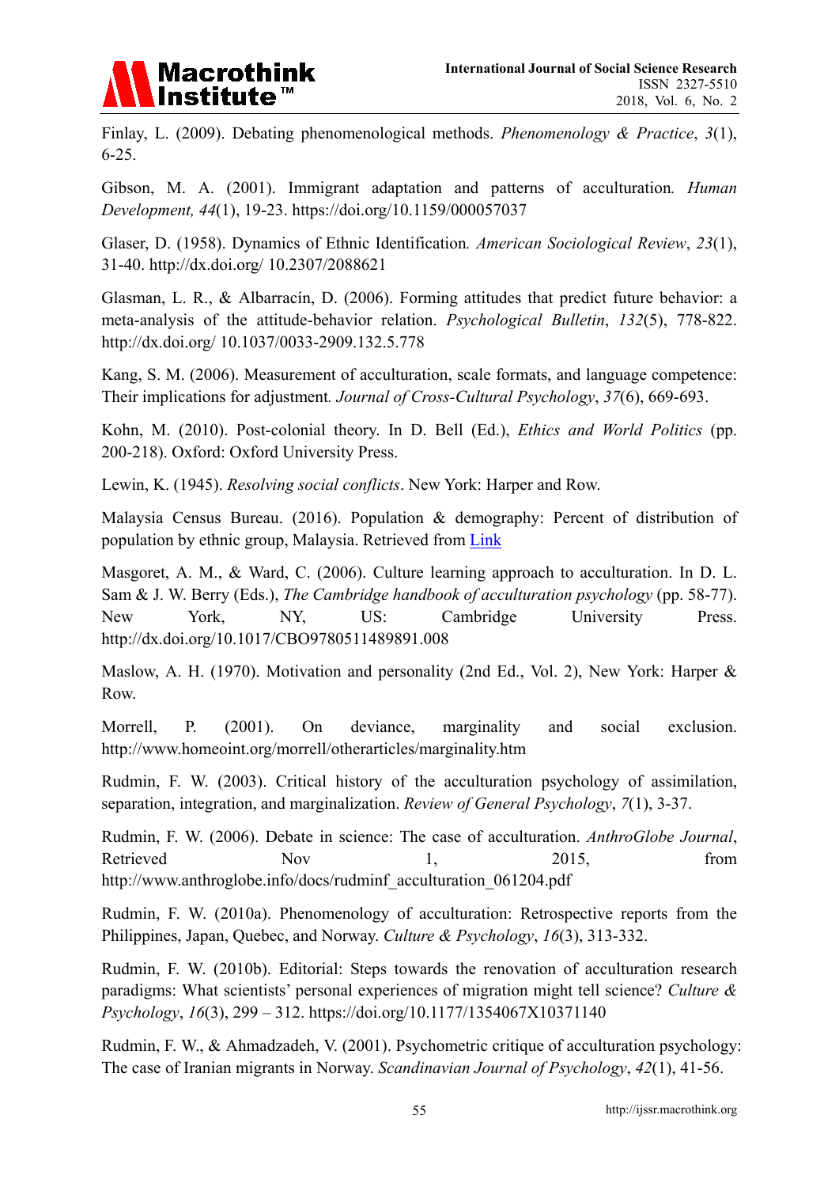Finlay, L. (2009). Debating phenomenological methods. *Phenomenology & Practice*, *3*(1), 6-25.

Gibson, M. A. (2001). Immigrant adaptation and patterns of acculturation*. Human Development, 44*(1), 19-23. https://doi.org/10.1159/000057037

Glaser, D. (1958). Dynamics of Ethnic Identification*. American Sociological Review*, *23*(1), 31-40. http://dx.doi.org/ 10.2307/2088621

Glasman, L. R., & Albarracín, D. (2006). Forming attitudes that predict future behavior: a meta-analysis of the attitude-behavior relation. *Psychological Bulletin*, *132*(5), 778-822. http://dx.doi.org/ 10.1037/0033-2909.132.5.778

Kang, S. M. (2006). Measurement of acculturation, scale formats, and language competence: Their implications for adjustment*. Journal of Cross-Cultural Psychology*, *37*(6), 669-693.

Kohn, M. (2010). Post-colonial theory. In D. Bell (Ed.), *Ethics and World Politics* (pp. 200-218). Oxford: Oxford University Press.

Lewin, K. (1945). *Resolving social conflicts*. New York: Harper and Row.

Malaysia Census Bureau. (2016). Population & demography: Percent of distribution of population by ethnic group, Malaysia. Retrieved from Link

Masgoret, A. M., & Ward, C. (2006). Culture learning approach to acculturation. In D. L. Sam & J. W. Berry (Eds.), *The Cambridge handbook of acculturation psychology* (pp. 58-77). New York, NY, US: Cambridge University Press. http://dx.doi.org/10.1017/CBO9780511489891.008

Maslow, A. H. (1970). Motivation and personality (2nd Ed., Vol. 2), New York: Harper & Row.

Morrell, P. (2001). On deviance, marginality and social exclusion. http://www.homeoint.org/morrell/otherarticles/marginality.htm

Rudmin, F. W. (2003). Critical history of the acculturation psychology of assimilation, separation, integration, and marginalization. *Review of General Psychology*, *7*(1), 3-37.

Rudmin, F. W. (2006). Debate in science: The case of acculturation. *AnthroGlobe Journal*, Retrieved Nov 1, 2015, from http://www.anthroglobe.info/docs/rudminf_acculturation_061204.pdf

Rudmin, F. W. (2010a). Phenomenology of acculturation: Retrospective reports from the Philippines, Japan, Quebec, and Norway. *Culture & Psychology*, *16*(3), 313-332.

Rudmin, F. W. (2010b). Editorial: Steps towards the renovation of acculturation research paradigms: What scientists' personal experiences of migration might tell science? *Culture & Psychology*, *16*(3), 299 – 312. https://doi.org/10.1177/1354067X10371140

Rudmin, F. W., & Ahmadzadeh, V. (2001). Psychometric critique of acculturation psychology: The case of Iranian migrants in Norway. *Scandinavian Journal of Psychology*, *42*(1), 41-56.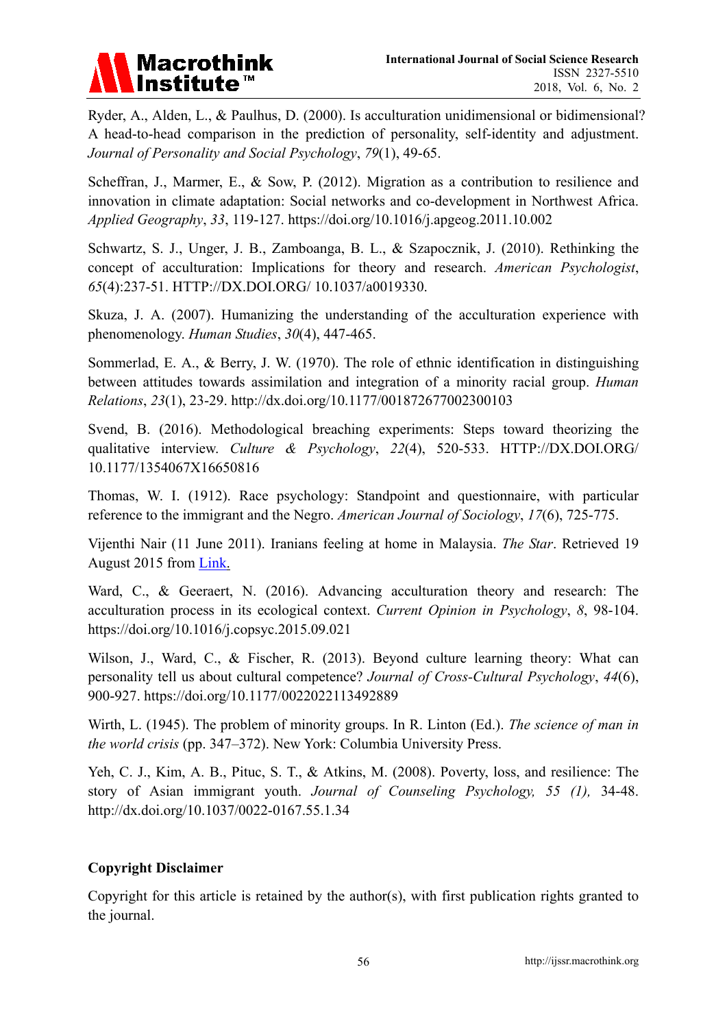Ryder, A., Alden, L., & Paulhus, D. (2000). Is acculturation unidimensional or bidimensional? A head-to-head comparison in the prediction of personality, self-identity and adjustment. *Journal of Personality and Social Psychology*, *79*(1), 49-65.

Scheffran, J., Marmer, E., & Sow, P. (2012). Migration as a contribution to resilience and innovation in climate adaptation: Social networks and co-development in Northwest Africa. *Applied Geography*, *33*, 119-127. https://doi.org/10.1016/j.apgeog.2011.10.002

Schwartz, S. J., Unger, J. B., Zamboanga, B. L., & Szapocznik, J. (2010). Rethinking the concept of acculturation: Implications for theory and research. *American Psychologist*, *65*(4):237-51. HTTP://DX.DOI.ORG/ 10.1037/a0019330.

Skuza, J. A. (2007). Humanizing the understanding of the acculturation experience with phenomenology. *Human Studies*, *30*(4), 447-465.

Sommerlad, E. A., & Berry, J. W. (1970). The role of ethnic identification in distinguishing between attitudes towards assimilation and integration of a minority racial group. *Human Relations*, *23*(1), 23-29. http://dx.doi.org/10.1177/001872677002300103

Svend, B. (2016). Methodological breaching experiments: Steps toward theorizing the qualitative interview. *Culture & Psychology*, *22*(4), 520-533. HTTP://DX.DOI.ORG/ 10.1177/1354067X16650816

Thomas, W. I. (1912). Race psychology: Standpoint and questionnaire, with particular reference to the immigrant and the Negro. *American Journal of Sociology*, *17*(6), 725-775.

Vijenthi Nair (11 June 2011). Iranians feeling at home in Malaysia. *The Star*. Retrieved 19 August 2015 from Link.

Ward, C., & Geeraert, N. (2016). Advancing acculturation theory and research: The acculturation process in its ecological context. *Current Opinion in Psychology*, *8*, 98-104. https://doi.org/10.1016/j.copsyc.2015.09.021

Wilson, J., Ward, C., & Fischer, R. (2013). Beyond culture learning theory: What can personality tell us about cultural competence? *Journal of Cross-Cultural Psychology*, *44*(6), 900-927. https://doi.org/10.1177/0022022113492889

Wirth, L. (1945). The problem of minority groups. In R. Linton (Ed.). *The science of man in the world crisis* (pp. 347–372). New York: Columbia University Press.

Yeh, C. J., Kim, A. B., Pituc, S. T., & Atkins, M. (2008). Poverty, loss, and resilience: The story of Asian immigrant youth. *Journal of Counseling Psychology, 55 (1),* 34-48. http://dx.doi.org/10.1037/0022-0167.55.1.34

**Copyright Disclaimer**

Copyright for this article is retained by the author(s), with first publication rights granted to the journal.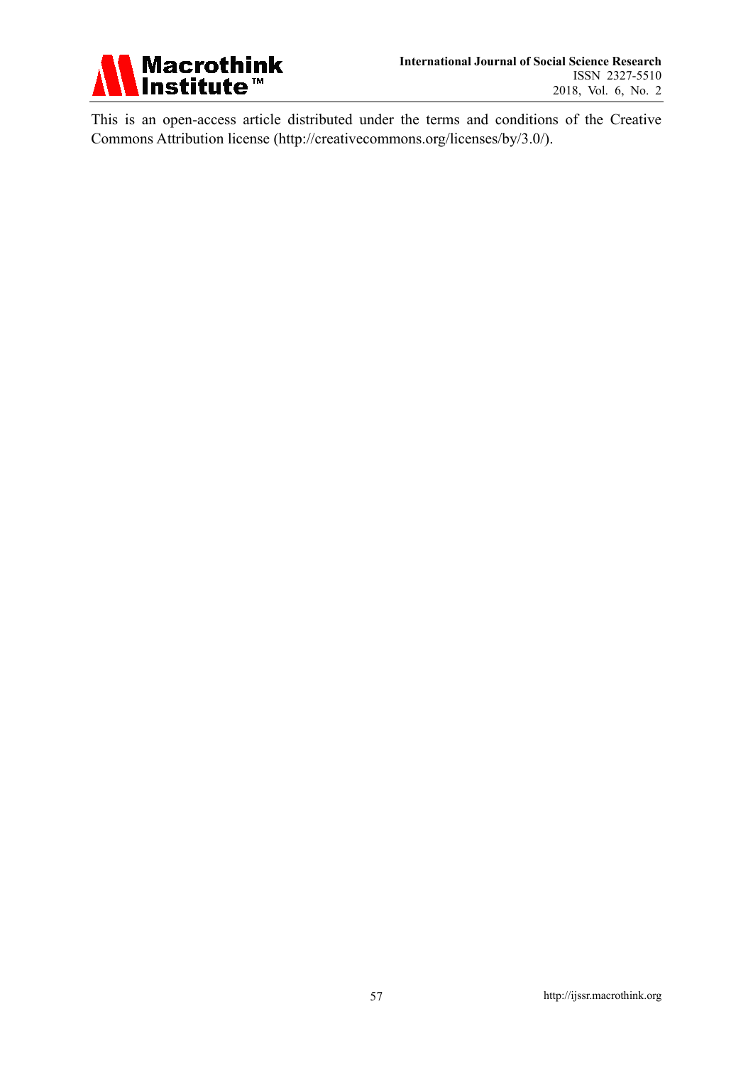This is an open-access article distributed under the terms and conditions of the Creative Commons Attribution license (http://creativecommons.org/licenses/by/3.0/).